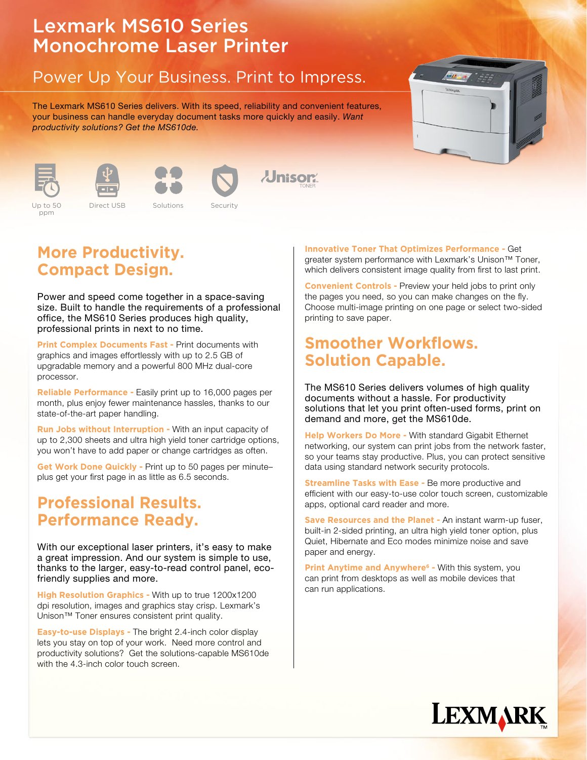# Lexmark MS610 Series Monochrome Laser Printer

## Power Up Your Business. Print to Impress.

The Lexmark MS610 Series delivers. With its speed, reliability and convenient features, your business can handle everyday document tasks more quickly and easily. *Want productivity solutions? Get the MS610de.*

Up to 50 ppm | Direct USB | Solutions | Security | Unison TONER

## More Productivity. Compact Design.

Power and speed come together in a space-saving size. Built to handle the requirements of a professional office, the MS610 Series produces high quality, professional prints in next to no time.

**Print Complex Documents Fast -** Print documents with graphics and images effortlessly with up to 2.5 GB of upgradable memory and a powerful 800 MHz dual-core processor.

**Reliable Performance -** Easily print up to 16,000 pages per month, plus enjoy fewer maintenance hassles, thanks to our state-of-the-art paper handling.

**Run Jobs without Interruption -** With an input capacity of up to 2,300 sheets and ultra high yield toner cartridge options, you won't have to add paper or change cartridges as often.

**Get Work Done Quickly -** Print up to 50 pages per minute–plus get your first page in as little as 6.5 seconds.

## Professional Results. Performance Ready.

With our exceptional laser printers, it's easy to make a great impression. And our system is simple to use, thanks to the larger, easy-to-read control panel, eco-friendly supplies and more.

**High Resolution Graphics -** With up to true 1200x1200 dpi resolution, images and graphics stay crisp. Lexmark's Unison™ Toner ensures consistent print quality.

**Easy-to-use Displays -** The bright 2.4-inch color display lets you stay on top of your work. Need more control and productivity solutions? Get the solutions-capable MS610de with the 4.3-inch color touch screen.

**Innovative Toner That Optimizes Performance -** Get greater system performance with Lexmark's Unison™ Toner, which delivers consistent image quality from first to last print.

**Convenient Controls -** Preview your held jobs to print only the pages you need, so you can make changes on the fly. Choose multi-image printing on one page or select two-sided printing to save paper.

## Smoother Workflows. Solution Capable.

The MS610 Series delivers volumes of high quality documents without a hassle. For productivity solutions that let you print often-used forms, print on demand and more, get the MS610de.

**Help Workers Do More -** With standard Gigabit Ethernet networking, our system can print jobs from the network faster, so your teams stay productive. Plus, you can protect sensitive data using standard network security protocols.

**Streamline Tasks with Ease -** Be more productive and efficient with our easy-to-use color touch screen, customizable apps, optional card reader and more.

**Save Resources and the Planet -** An instant warm-up fuser, built-in 2-sided printing, an ultra high yield toner option, plus Quiet, Hibernate and Eco modes minimize noise and save paper and energy.

**Print Anytime and Anywhere[6] -** With this system, you can print from desktops as well as mobile devices that can run applications.

LEXMARK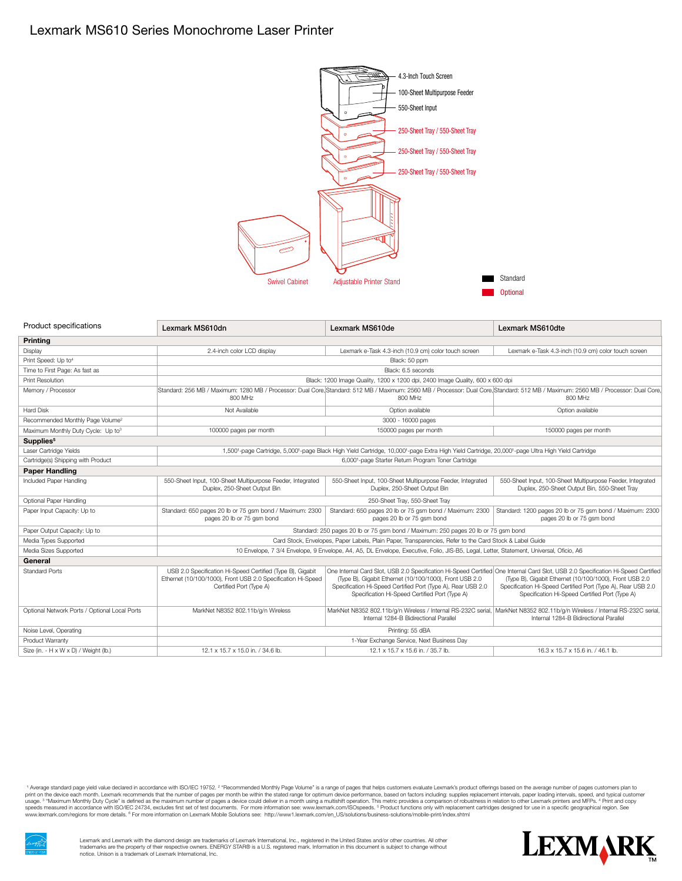# Lexmark MS610 Series Monochrome Laser Printer

4.3-Inch Touch Screen

100-Sheet Multipurpose Feeder

550-Sheet Input

250-Sheet Tray / 550-Sheet Tray

250-Sheet Tray / 550-Sheet Tray

250-Sheet Tray / 550-Sheet Tray

Swivel Cabinet

Adjustable Printer Stand

Standard

Optional

| Product specifications | Lexmark MS610dn | Lexmark MS610de | Lexmark MS610dte |
|---|---|---|---|
| **Printing** | | | |
| Display | 2.4-inch color LCD display | Lexmark e-Task 4.3-inch (10.9 cm) color touch screen | Lexmark e-Task 4.3-inch (10.9 cm) color touch screen |
| Print Speed: Up to[4] | Black: 50 ppm | | |
| Time to First Page: As fast as | Black: 6.5 seconds | | |
| Print Resolution | Black: 1200 Image Quality, 1200 x 1200 dpi, 2400 Image Quality, 600 x 600 dpi | | |
| Memory / Processor | Standard: 256 MB / Maximum: 1280 MB / Processor: Dual Core, 800 MHz | Standard: 512 MB / Maximum: 2560 MB / Processor: Dual Core, 800 MHz | Standard: 512 MB / Maximum: 2560 MB / Processor: Dual Core, 800 MHz |
| Hard Disk | Not Available | Option available | Option available |
| Recommended Monthly Page Volume[2] | 3000 - 16000 pages | | |
| Maximum Monthly Duty Cycle: Up to[3] | 100000 pages per month | 150000 pages per month | 150000 pages per month |
| **Supplies[5]** | | | |
| Laser Cartridge Yields | 1,500[1]-page Cartridge, 5,000[1]-page Black High Yield Cartridge, 10,000[1]-page Extra High Yield Cartridge, 20,000[1]-page Ultra High Yield Cartridge | | |
| Cartridge(s) Shipping with Product | 6,000[1]-page Starter Return Program Toner Cartridge | | |
| **Paper Handling** | | | |
| Included Paper Handling | 550-Sheet Input, 100-Sheet Multipurpose Feeder, Integrated Duplex, 250-Sheet Output Bin | 550-Sheet Input, 100-Sheet Multipurpose Feeder, Integrated Duplex, 250-Sheet Output Bin | 550-Sheet Input, 100-Sheet Multipurpose Feeder, Integrated Duplex, 250-Sheet Output Bin, 550-Sheet Tray |
| Optional Paper Handling | 250-Sheet Tray, 550-Sheet Tray | | |
| Paper Input Capacity: Up to | Standard: 650 pages 20 lb or 75 gsm bond / Maximum: 2300 pages 20 lb or 75 gsm bond | Standard: 650 pages 20 lb or 75 gsm bond / Maximum: 2300 pages 20 lb or 75 gsm bond | Standard: 1200 pages 20 lb or 75 gsm bond / Maximum: 2300 pages 20 lb or 75 gsm bond |
| Paper Output Capacity: Up to | Standard: 250 pages 20 lb or 75 gsm bond / Maximum: 250 pages 20 lb or 75 gsm bond | | |
| Media Types Supported | Card Stock, Envelopes, Paper Labels, Plain Paper, Transparencies, Refer to the Card Stock & Label Guide | | |
| Media Sizes Supported | 10 Envelope, 7 3/4 Envelope, 9 Envelope, A4, A5, DL Envelope, Executive, Folio, JIS-B5, Legal, Letter, Statement, Universal, Oficio, A6 | | |
| **General** | | | |
| Standard Ports | USB 2.0 Specification Hi-Speed Certified (Type B), Gigabit Ethernet (10/100/1000), Front USB 2.0 Specification Hi-Speed Certified Port (Type A) | One Internal Card Slot, USB 2.0 Specification Hi-Speed Certified (Type B), Gigabit Ethernet (10/100/1000), Front USB 2.0 Specification Hi-Speed Certified Port (Type A), Rear USB 2.0 Specification Hi-Speed Certified Port (Type A) | One Internal Card Slot, USB 2.0 Specification Hi-Speed Certified (Type B), Gigabit Ethernet (10/100/1000), Front USB 2.0 Specification Hi-Speed Certified Port (Type A), Rear USB 2.0 Specification Hi-Speed Certified Port (Type A) |
| Optional Network Ports / Optional Local Ports | MarkNet N8352 802.11b/g/n Wireless | MarkNet N8352 802.11b/g/n Wireless / Internal RS-232C serial, Internal 1284-B Bidirectional Parallel | MarkNet N8352 802.11b/g/n Wireless / Internal RS-232C serial, Internal 1284-B Bidirectional Parallel |
| Noise Level, Operating | Printing: 55 dBA | | |
| Product Warranty | 1-Year Exchange Service, Next Business Day | | |
| Size (in. - H x W x D) / Weight (lb.) | 12.1 x 15.7 x 15.0 in. / 34.6 lb. | 12.1 x 15.7 x 15.6 in. / 35.7 lb. | 16.3 x 15.7 x 15.6 in. / 46.1 lb. |

[1] Average standard page yield value declared in accordance with ISO/IEC 19752. [2] "Recommended Monthly Page Volume" is a range of pages that helps customers evaluate Lexmark's product offerings based on the average number of pages customers plan to print on the device each month. Lexmark recommends that the number of pages per month be within the stated range for optimum device performance, based on factors including: supplies replacement intervals, paper loading intervals, speed, and typical customer usage. [3] "Maximum Monthly Duty Cycle" is defined as the maximum number of pages a device could deliver in a month using a multishift operation. This metric provides a comparison of robustness in relation to other Lexmark printers and MFPs. [4] Print and copy speeds measured in accordance with ISO/IEC 24734, excludes first set of test documents. For more information see: www.lexmark.com/ISOspeeds. [5] Product functions only with replacement cartridges designed for use in a specific geographical region. See www.lexmark.com/regions for more details. [6] For more information on Lexmark Mobile Solutions see: http://www1.lexmark.com/en_US/solutions/business-solutions/mobile-print/index.shtml

Lexmark and Lexmark with the diamond design are trademarks of Lexmark International, Inc., registered in the United States and/or other countries. All other trademarks are the property of their respective owners. ENERGY STAR® is a U.S. registered mark. Information in this document is subject to change without notice. Unison is a trademark of Lexmark International, Inc.

LEXMARK™